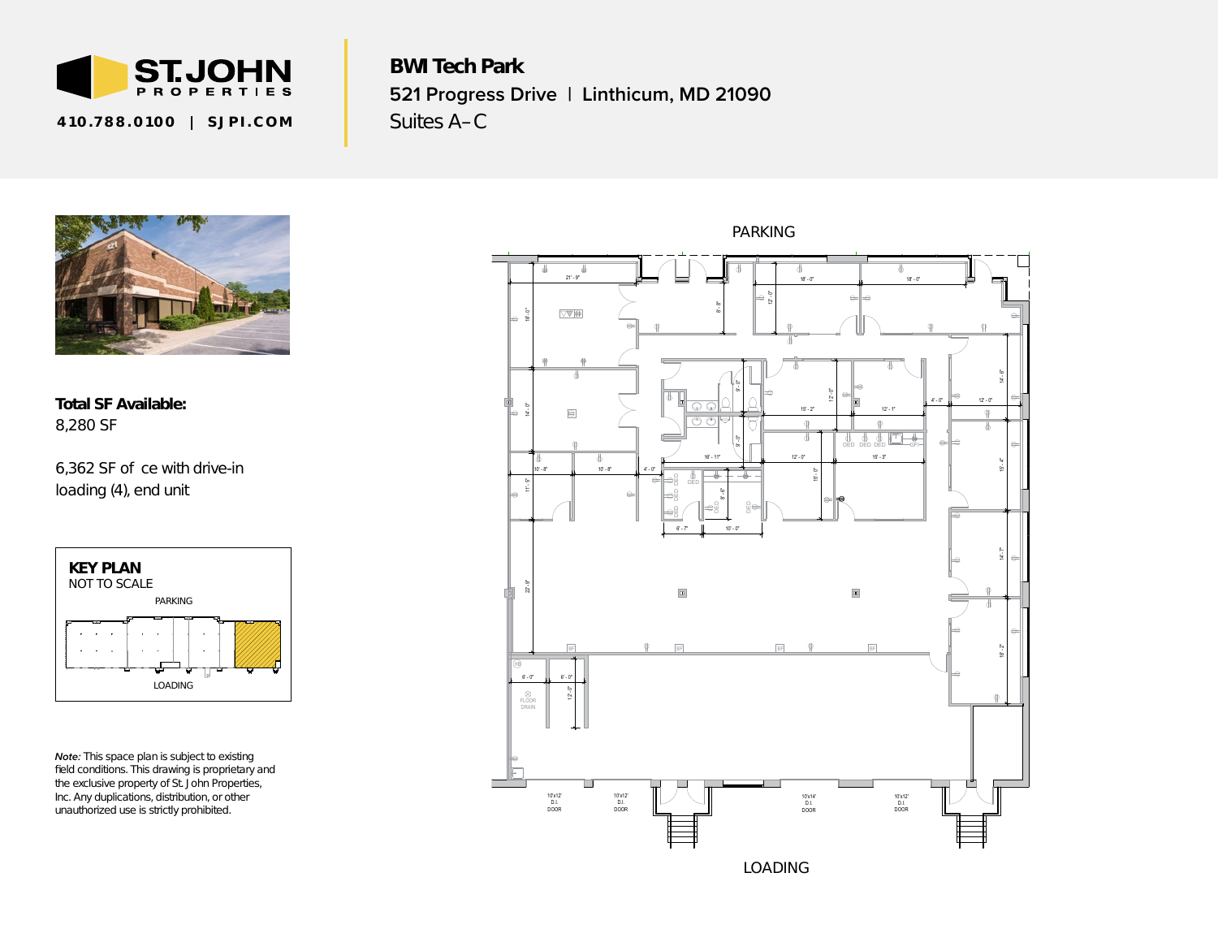**ST. JOHN PROPERTIES**

410.788.0100 | SJPI.COM

# BWI Tech Park

## 521 Progress Drive | Linthicum, MD 21090

Suites A–C

**Total SF Available:**
8,280 SF

6,362 SF of ce with drive-in loading (4), end unit

**KEY PLAN**
NOT TO SCALE

PARKING

LOADING

PARKING

LOADING

*Note:* This space plan is subject to existing field conditions. This drawing is proprietary and the exclusive property of St. John Properties, Inc. Any duplications, distribution, or other unauthorized use is strictly prohibited.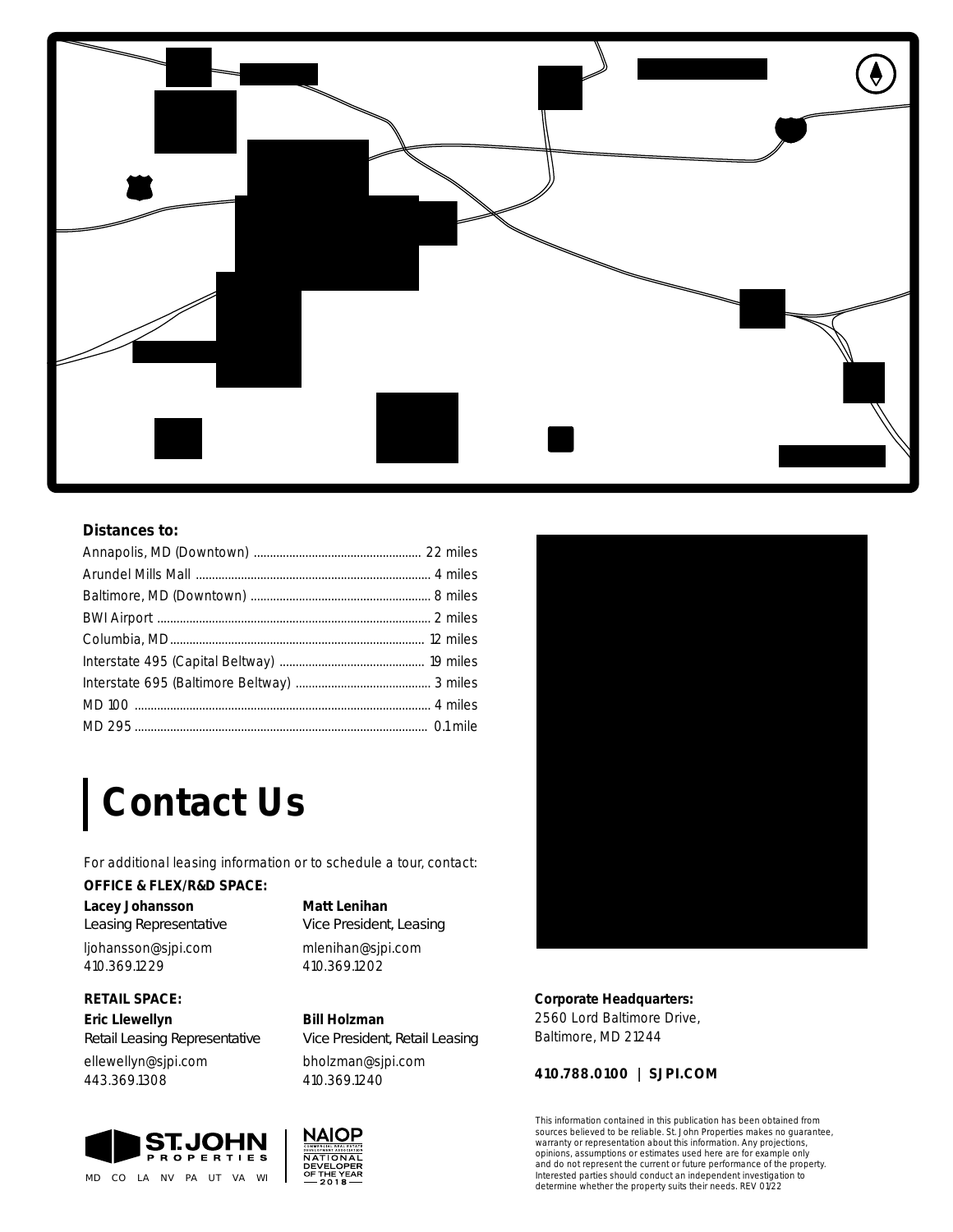**Distances to:**

Annapolis, MD (Downtown) .................................................... 22 miles
Arundel Mills Mall ........................................................................ 4 miles
Baltimore, MD (Downtown) ........................................................ 8 miles
BWI Airport ..................................................................................... 2 miles
Columbia, MD............................................................................... 12 miles
Interstate 495 (Capital Beltway) ............................................. 19 miles
Interstate 695 (Baltimore Beltway) ........................................... 3 miles
MD 100 ............................................................................................ 4 miles
MD 295 ............................................................................................ 0.1 mile

# Contact Us

*For additional leasing information or to schedule a tour, contact:*

**OFFICE & FLEX/R&D SPACE:**

**Lacey Johansson**
Leasing Representative
ljohansson@sjpi.com
410.369.1229

**Matt Lenihan**
Vice President, Leasing
mlenihan@sjpi.com
410.369.1202

**RETAIL SPACE:**

**Eric Llewellyn**
Retail Leasing Representative
ellewellyn@sjpi.com
443.369.1308

**Bill Holzman**
Vice President, Retail Leasing
bholzman@sjpi.com
410.369.1240

ST. JOHN PROPERTIES
MD CO LA NV PA UT VA WI

NAIOP COMMERCIAL REAL ESTATE DEVELOPMENT ASSOCIATION NATIONAL DEVELOPER OF THE YEAR 2018

**Corporate Headquarters:**
2560 Lord Baltimore Drive,
Baltimore, MD 21244

**410.788.0100 | SJPI.COM**

This information contained in this publication has been obtained from sources believed to be reliable. St. John Properties makes no guarantee, warranty or representation about this information. Any projections, opinions, assumptions or estimates used here are for example only and do not represent the current or future performance of the property. Interested parties should conduct an independent investigation to determine whether the property suits their needs. REV 01/22